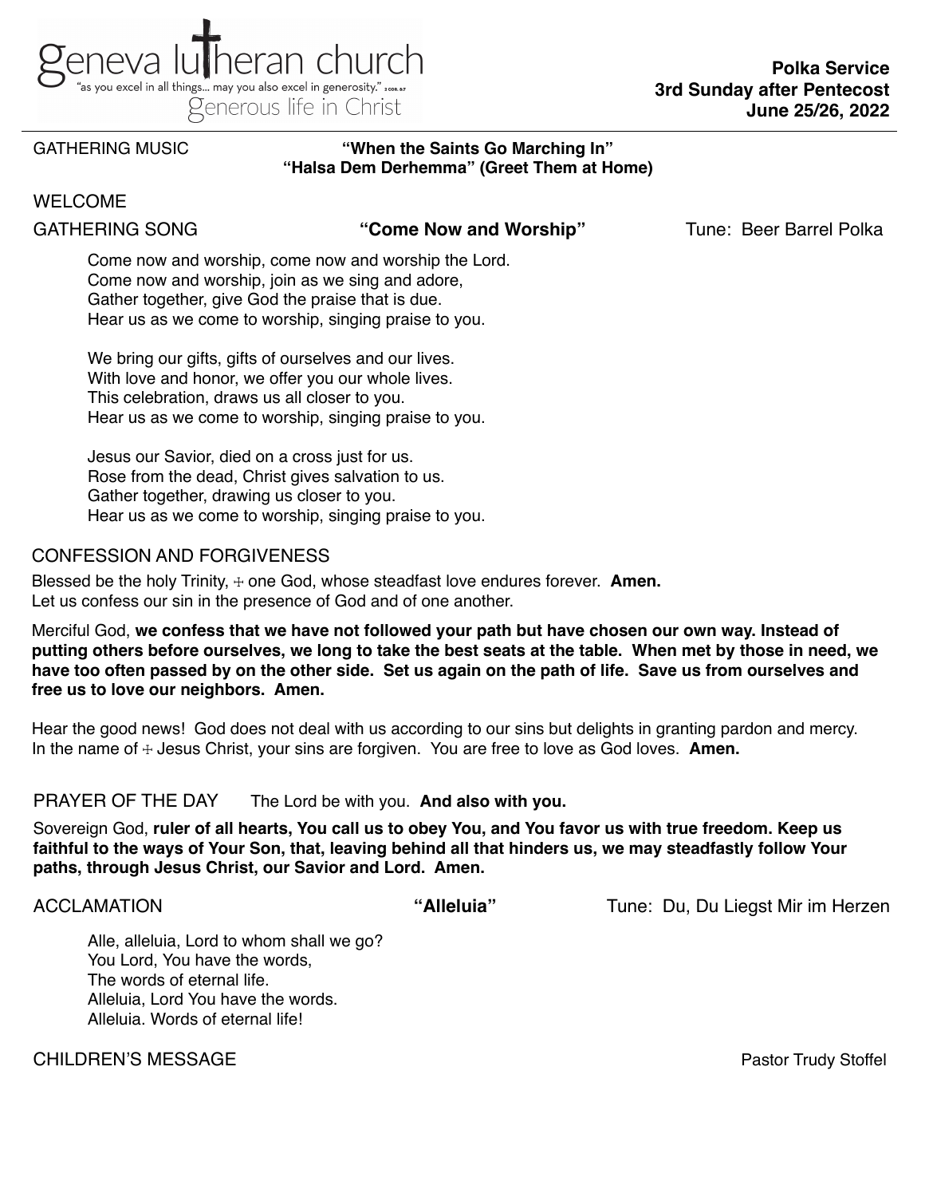geneva lutheran church
"as you excel in all things... may you also excel in generosity." 2 COR. 8:7
generous life in Christ

**Polka Service**
**3rd Sunday after Pentecost**
**June 25/26, 2022**

GATHERING MUSIC **"When the Saints Go Marching In"**
**"Halsa Dem Derhemma" (Greet Them at Home)**

## WELCOME

## GATHERING SONG **"Come Now and Worship"** Tune: Beer Barrel Polka

Come now and worship, come now and worship the Lord.
Come now and worship, join as we sing and adore,
Gather together, give God the praise that is due.
Hear us as we come to worship, singing praise to you.

We bring our gifts, gifts of ourselves and our lives.
With love and honor, we offer you our whole lives.
This celebration, draws us all closer to you.
Hear us as we come to worship, singing praise to you.

Jesus our Savior, died on a cross just for us.
Rose from the dead, Christ gives salvation to us.
Gather together, drawing us closer to you.
Hear us as we come to worship, singing praise to you.

## CONFESSION AND FORGIVENESS

Blessed be the holy Trinity, ☩ one God, whose steadfast love endures forever. **Amen.**
Let us confess our sin in the presence of God and of one another.

Merciful God, **we confess that we have not followed your path but have chosen our own way. Instead of putting others before ourselves, we long to take the best seats at the table. When met by those in need, we have too often passed by on the other side. Set us again on the path of life. Save us from ourselves and free us to love our neighbors. Amen.**

Hear the good news! God does not deal with us according to our sins but delights in granting pardon and mercy. In the name of ☩ Jesus Christ, your sins are forgiven. You are free to love as God loves. **Amen.**

## PRAYER OF THE DAY The Lord be with you. **And also with you.**

Sovereign God, **ruler of all hearts, You call us to obey You, and You favor us with true freedom. Keep us faithful to the ways of Your Son, that, leaving behind all that hinders us, we may steadfastly follow Your paths, through Jesus Christ, our Savior and Lord. Amen.**

## ACCLAMATION **"Alleluia"** Tune: Du, Du Liegst Mir im Herzen

Alle, alleluia, Lord to whom shall we go?
You Lord, You have the words,
The words of eternal life.
Alleluia, Lord You have the words.
Alleluia. Words of eternal life!

## CHILDREN'S MESSAGE Pastor Trudy Stoffel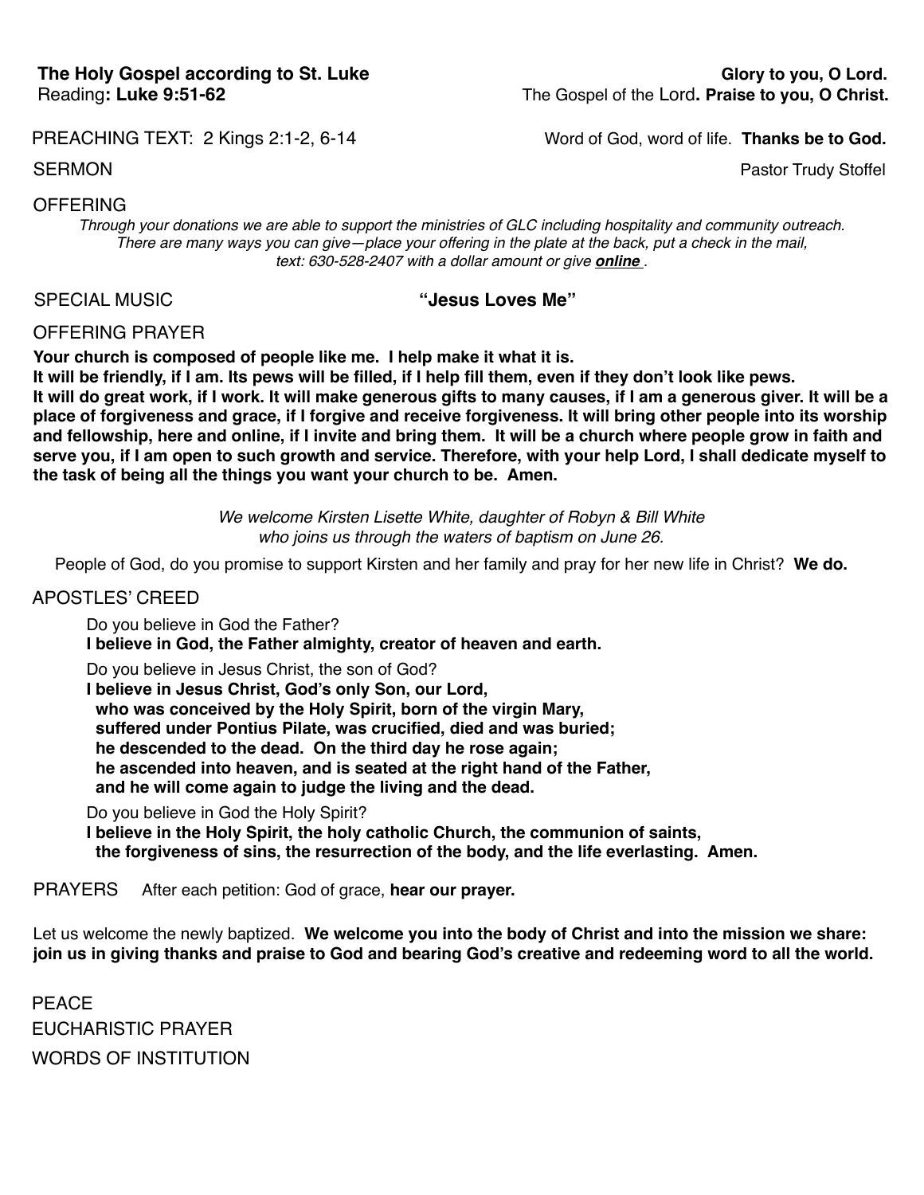**The Holy Gospel according to St. Luke** **Glory to you, O Lord.**
Reading**: Luke 9:51-62** The Gospel of the Lord**. Praise to you, O Christ.**

PREACHING TEXT: 2 Kings 2:1-2, 6-14 Word of God, word of life. **Thanks be to God.**

SERMON Pastor Trudy Stoffel

OFFERING

*Through your donations we are able to support the ministries of GLC including hospitality and community outreach. There are many ways you can give—place your offering in the plate at the back, put a check in the mail, text: 630-528-2407 with a dollar amount or give **online** .*

SPECIAL MUSIC **"Jesus Loves Me"**

OFFERING PRAYER

**Your church is composed of people like me. I help make it what it is. It will be friendly, if I am. Its pews will be filled, if I help fill them, even if they don't look like pews. It will do great work, if I work. It will make generous gifts to many causes, if I am a generous giver. It will be a place of forgiveness and grace, if I forgive and receive forgiveness. It will bring other people into its worship and fellowship, here and online, if I invite and bring them. It will be a church where people grow in faith and serve you, if I am open to such growth and service. Therefore, with your help Lord, I shall dedicate myself to the task of being all the things you want your church to be. Amen.**

*We welcome Kirsten Lisette White, daughter of Robyn & Bill White who joins us through the waters of baptism on June 26.*

People of God, do you promise to support Kirsten and her family and pray for her new life in Christ? **We do.**

APOSTLES' CREED

Do you believe in God the Father?
**I believe in God, the Father almighty, creator of heaven and earth.**

Do you believe in Jesus Christ, the son of God?
**I believe in Jesus Christ, God's only Son, our Lord,
who was conceived by the Holy Spirit, born of the virgin Mary,
suffered under Pontius Pilate, was crucified, died and was buried;
he descended to the dead. On the third day he rose again;
he ascended into heaven, and is seated at the right hand of the Father,
and he will come again to judge the living and the dead.**

Do you believe in God the Holy Spirit?
**I believe in the Holy Spirit, the holy catholic Church, the communion of saints,
the forgiveness of sins, the resurrection of the body, and the life everlasting. Amen.**

PRAYERS After each petition: God of grace, **hear our prayer.**

Let us welcome the newly baptized. **We welcome you into the body of Christ and into the mission we share: join us in giving thanks and praise to God and bearing God's creative and redeeming word to all the world.**

PEACE

EUCHARISTIC PRAYER

WORDS OF INSTITUTION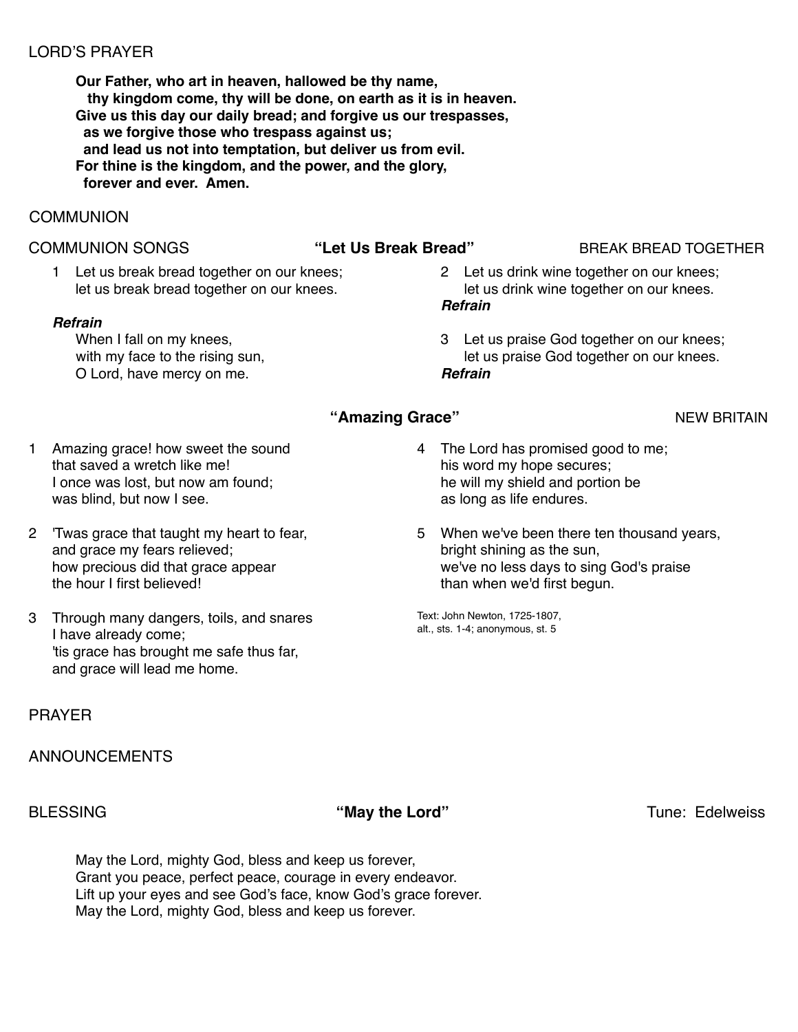LORD'S PRAYER

**Our Father, who art in heaven, hallowed be thy name,**
**thy kingdom come, thy will be done, on earth as it is in heaven.**
**Give us this day our daily bread; and forgive us our trespasses,**
**as we forgive those who trespass against us;**
**and lead us not into temptation, but deliver us from evil.**
**For thine is the kingdom, and the power, and the glory,**
**forever and ever. Amen.**

COMMUNION

COMMUNION SONGS **"Let Us Break Bread"** BREAK BREAD TOGETHER

1 Let us break bread together on our knees;
let us break bread together on our knees.

***Refrain***
When I fall on my knees,
with my face to the rising sun,
O Lord, have mercy on me.

2 Let us drink wine together on our knees;
let us drink wine together on our knees.
***Refrain***

3 Let us praise God together on our knees;
let us praise God together on our knees.
***Refrain***

**"Amazing Grace"** NEW BRITAIN

1 Amazing grace! how sweet the sound
that saved a wretch like me!
I once was lost, but now am found;
was blind, but now I see.

2 'Twas grace that taught my heart to fear,
and grace my fears relieved;
how precious did that grace appear
the hour I first believed!

3 Through many dangers, toils, and snares
I have already come;
'tis grace has brought me safe thus far,
and grace will lead me home.

4 The Lord has promised good to me;
his word my hope secures;
he will my shield and portion be
as long as life endures.

5 When we've been there ten thousand years,
bright shining as the sun,
we've no less days to sing God's praise
than when we'd first begun.

Text: John Newton, 1725-1807,
alt., sts. 1-4; anonymous, st. 5

PRAYER

ANNOUNCEMENTS

BLESSING **"May the Lord"** Tune: Edelweiss

May the Lord, mighty God, bless and keep us forever,
Grant you peace, perfect peace, courage in every endeavor.
Lift up your eyes and see God's face, know God's grace forever.
May the Lord, mighty God, bless and keep us forever.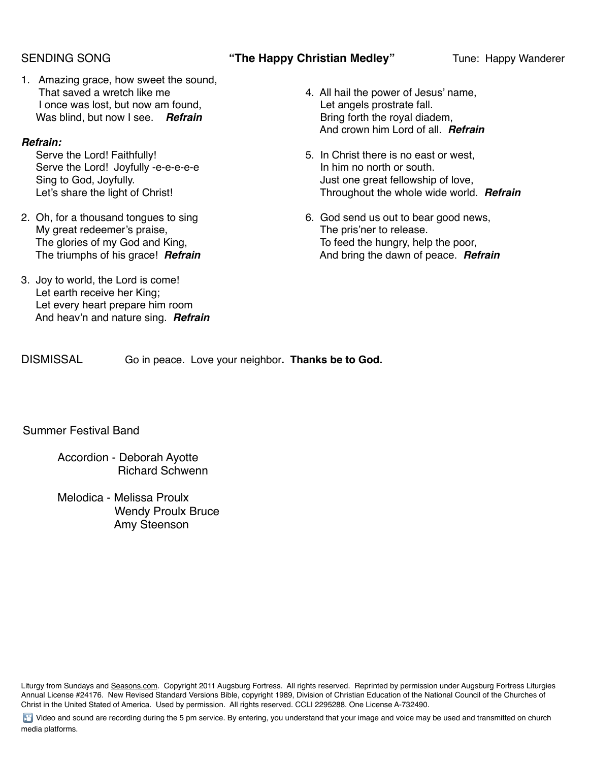SENDING SONG **"The Happy Christian Medley"** Tune: Happy Wanderer

1. Amazing grace, how sweet the sound,
   That saved a wretch like me
   I once was lost, but now am found,
   Was blind, but now I see. ***Refrain***

***Refrain:***
Serve the Lord! Faithfully!
Serve the Lord! Joyfully -e-e-e-e-e
Sing to God, Joyfully.
Let's share the light of Christ!

2. Oh, for a thousand tongues to sing
   My great redeemer's praise,
   The glories of my God and King,
   The triumphs of his grace! ***Refrain***

3. Joy to world, the Lord is come!
   Let earth receive her King;
   Let every heart prepare him room
   And heav'n and nature sing. ***Refrain***

4. All hail the power of Jesus' name,
   Let angels prostrate fall.
   Bring forth the royal diadem,
   And crown him Lord of all. ***Refrain***

5. In Christ there is no east or west,
   In him no north or south.
   Just one great fellowship of love,
   Throughout the whole wide world. ***Refrain***

6. God send us out to bear good news,
   The pris'ner to release.
   To feed the hungry, help the poor,
   And bring the dawn of peace. ***Refrain***

DISMISSAL Go in peace. Love your neighbor**. Thanks be to God.**

Summer Festival Band

Accordion - Deborah Ayotte
Richard Schwenn

Melodica - Melissa Proulx
Wendy Proulx Bruce
Amy Steenson

Liturgy from Sundays and Seasons.com. Copyright 2011 Augsburg Fortress. All rights reserved. Reprinted by permission under Augsburg Fortress Liturgies Annual License #24176. New Revised Standard Versions Bible, copyright 1989, Division of Christian Education of the National Council of the Churches of Christ in the United Stated of America. Used by permission. All rights reserved. CCLI 2295288. One License A-732490.

Video and sound are recording during the 5 pm service. By entering, you understand that your image and voice may be used and transmitted on church media platforms.